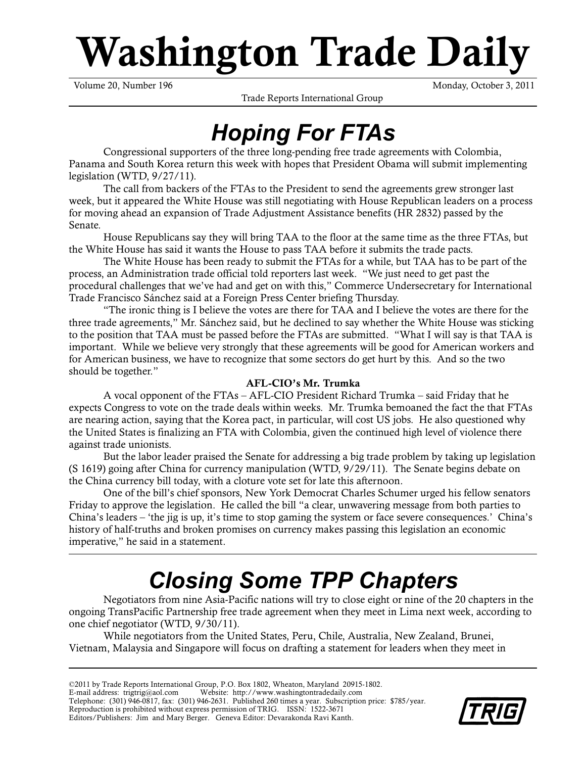# Washington Trade Daily

Volume 20, Number 196 — Monday, October 3, 2011

Trade Reports International Group

## Hoping For FTAs

Congressional supporters of the three long-pending free trade agreements with Colombia, Panama and South Korea return this week with hopes that President Obama will submit implementing legislation (WTD, 9/27/11).

The call from backers of the FTAs to the President to send the agreements grew stronger last week, but it appeared the White House was still negotiating with House Republican leaders on a process for moving ahead an expansion of Trade Adjustment Assistance benefits (HR 2832) passed by the Senate.

House Republicans say they will bring TAA to the floor at the same time as the three FTAs, but the White House has said it wants the House to pass TAA before it submits the trade pacts.

The White House has been ready to submit the FTAs for a while, but TAA has to be part of the process, an Administration trade official told reporters last week. "We just need to get past the procedural challenges that we've had and get on with this," Commerce Undersecretary for International Trade Francisco Sánchez said at a Foreign Press Center briefing Thursday.

"The ironic thing is I believe the votes are there for TAA and I believe the votes are there for the three trade agreements," Mr. Sánchez said, but he declined to say whether the White House was sticking to the position that TAA must be passed before the FTAs are submitted. "What I will say is that TAA is important. While we believe very strongly that these agreements will be good for American workers and for American business, we have to recognize that some sectors do get hurt by this. And so the two should be together."

**AFL-CIO's Mr. Trumka**

A vocal opponent of the FTAs – AFL-CIO President Richard Trumka – said Friday that he expects Congress to vote on the trade deals within weeks. Mr. Trumka bemoaned the fact the that FTAs are nearing action, saying that the Korea pact, in particular, will cost US jobs. He also questioned why the United States is finalizing an FTA with Colombia, given the continued high level of violence there against trade unionists.

But the labor leader praised the Senate for addressing a big trade problem by taking up legislation (S 1619) going after China for currency manipulation (WTD, 9/29/11). The Senate begins debate on the China currency bill today, with a cloture vote set for late this afternoon.

One of the bill's chief sponsors, New York Democrat Charles Schumer urged his fellow senators Friday to approve the legislation. He called the bill "a clear, unwavering message from both parties to China's leaders – 'the jig is up, it's time to stop gaming the system or face severe consequences.' China's history of half-truths and broken promises on currency makes passing this legislation an economic imperative," he said in a statement.

## Closing Some TPP Chapters

Negotiators from nine Asia-Pacific nations will try to close eight or nine of the 20 chapters in the ongoing TransPacific Partnership free trade agreement when they meet in Lima next week, according to one chief negotiator (WTD, 9/30/11).

While negotiators from the United States, Peru, Chile, Australia, New Zealand, Brunei, Vietnam, Malaysia and Singapore will focus on drafting a statement for leaders when they meet in

©2011 by Trade Reports International Group, P.O. Box 1802, Wheaton, Maryland 20915-1802.
E-mail address: trigtrig@aol.com Website: http://www.washingtontradedaily.com
Telephone: (301) 946-0817, fax: (301) 946-2631. Published 260 times a year. Subscription price: $785/year.
Reproduction is prohibited without express permission of TRIG. ISSN: 1522-3671
Editors/Publishers: Jim and Mary Berger. Geneva Editor: Devarakonda Ravi Kanth.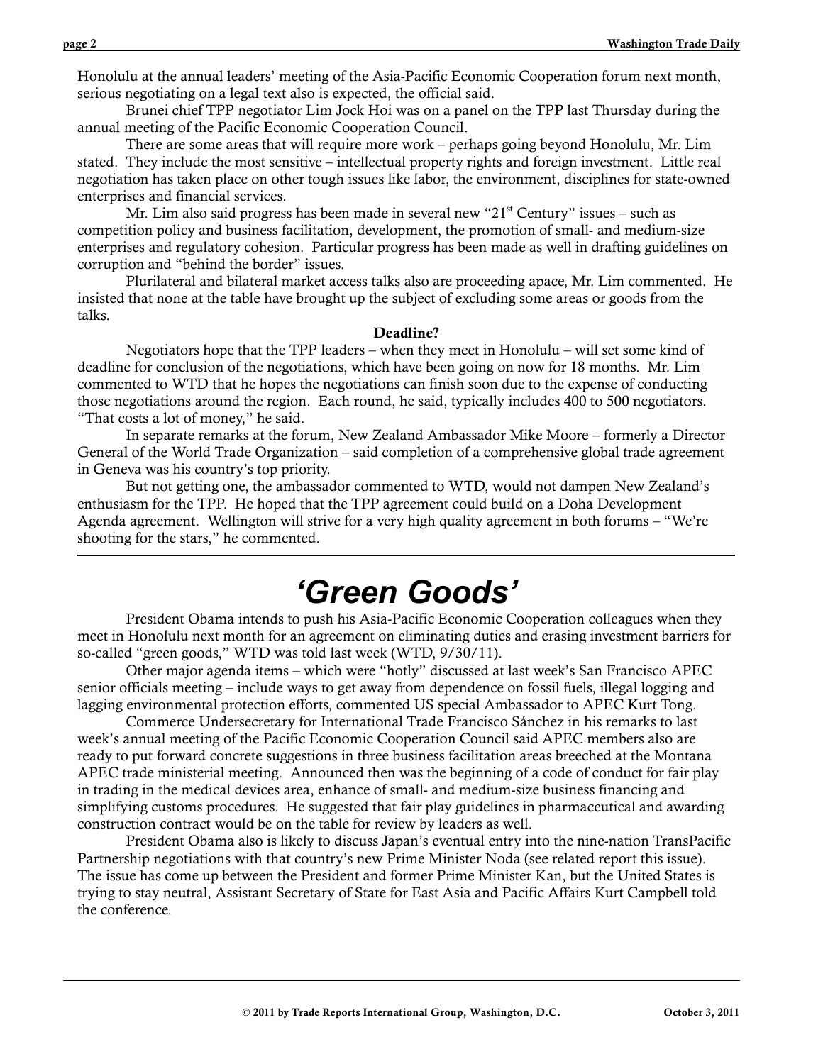Honolulu at the annual leaders' meeting of the Asia-Pacific Economic Cooperation forum next month, serious negotiating on a legal text also is expected, the official said.

Brunei chief TPP negotiator Lim Jock Hoi was on a panel on the TPP last Thursday during the annual meeting of the Pacific Economic Cooperation Council.

There are some areas that will require more work – perhaps going beyond Honolulu, Mr. Lim stated. They include the most sensitive – intellectual property rights and foreign investment. Little real negotiation has taken place on other tough issues like labor, the environment, disciplines for state-owned enterprises and financial services.

Mr. Lim also said progress has been made in several new "21st Century" issues – such as competition policy and business facilitation, development, the promotion of small- and medium-size enterprises and regulatory cohesion. Particular progress has been made as well in drafting guidelines on corruption and "behind the border" issues.

Plurilateral and bilateral market access talks also are proceeding apace, Mr. Lim commented. He insisted that none at the table have brought up the subject of excluding some areas or goods from the talks.

**Deadline?**

Negotiators hope that the TPP leaders – when they meet in Honolulu – will set some kind of deadline for conclusion of the negotiations, which have been going on now for 18 months. Mr. Lim commented to WTD that he hopes the negotiations can finish soon due to the expense of conducting those negotiations around the region. Each round, he said, typically includes 400 to 500 negotiators. "That costs a lot of money," he said.

In separate remarks at the forum, New Zealand Ambassador Mike Moore – formerly a Director General of the World Trade Organization – said completion of a comprehensive global trade agreement in Geneva was his country's top priority.

But not getting one, the ambassador commented to WTD, would not dampen New Zealand's enthusiasm for the TPP. He hoped that the TPP agreement could build on a Doha Development Agenda agreement. Wellington will strive for a very high quality agreement in both forums – "We're shooting for the stars," he commented.

---

# *'Green Goods'*

President Obama intends to push his Asia-Pacific Economic Cooperation colleagues when they meet in Honolulu next month for an agreement on eliminating duties and erasing investment barriers for so-called "green goods," WTD was told last week (WTD, 9/30/11).

Other major agenda items – which were "hotly" discussed at last week's San Francisco APEC senior officials meeting – include ways to get away from dependence on fossil fuels, illegal logging and lagging environmental protection efforts, commented US special Ambassador to APEC Kurt Tong.

Commerce Undersecretary for International Trade Francisco Sánchez in his remarks to last week's annual meeting of the Pacific Economic Cooperation Council said APEC members also are ready to put forward concrete suggestions in three business facilitation areas breeched at the Montana APEC trade ministerial meeting. Announced then was the beginning of a code of conduct for fair play in trading in the medical devices area, enhance of small- and medium-size business financing and simplifying customs procedures. He suggested that fair play guidelines in pharmaceutical and awarding construction contract would be on the table for review by leaders as well.

President Obama also is likely to discuss Japan's eventual entry into the nine-nation TransPacific Partnership negotiations with that country's new Prime Minister Noda (see related report this issue). The issue has come up between the President and former Prime Minister Kan, but the United States is trying to stay neutral, Assistant Secretary of State for East Asia and Pacific Affairs Kurt Campbell told the conference.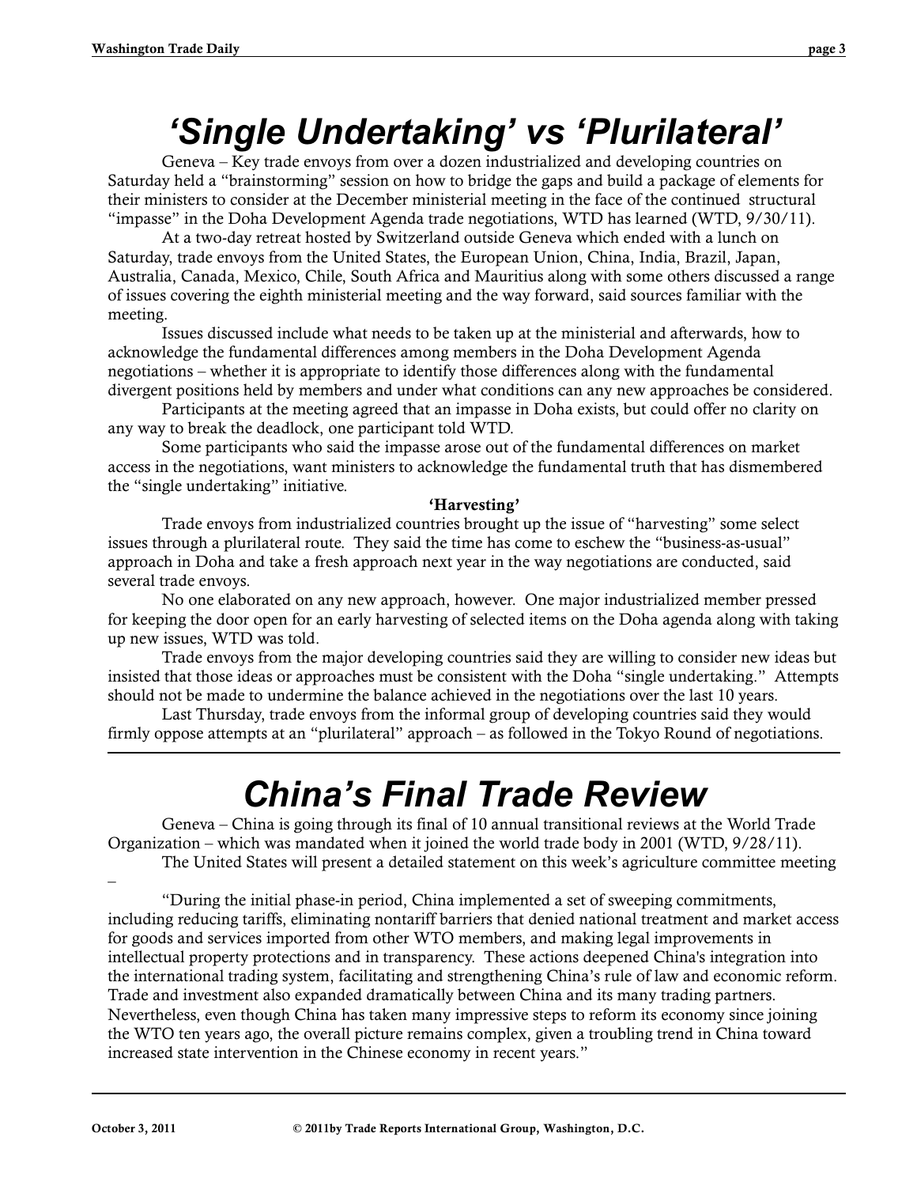# *'Single Undertaking' vs 'Plurilateral'*

Geneva – Key trade envoys from over a dozen industrialized and developing countries on Saturday held a "brainstorming" session on how to bridge the gaps and build a package of elements for their ministers to consider at the December ministerial meeting in the face of the continued structural "impasse" in the Doha Development Agenda trade negotiations, WTD has learned (WTD, 9/30/11).

At a two-day retreat hosted by Switzerland outside Geneva which ended with a lunch on Saturday, trade envoys from the United States, the European Union, China, India, Brazil, Japan, Australia, Canada, Mexico, Chile, South Africa and Mauritius along with some others discussed a range of issues covering the eighth ministerial meeting and the way forward, said sources familiar with the meeting.

Issues discussed include what needs to be taken up at the ministerial and afterwards, how to acknowledge the fundamental differences among members in the Doha Development Agenda negotiations – whether it is appropriate to identify those differences along with the fundamental divergent positions held by members and under what conditions can any new approaches be considered.

Participants at the meeting agreed that an impasse in Doha exists, but could offer no clarity on any way to break the deadlock, one participant told WTD.

Some participants who said the impasse arose out of the fundamental differences on market access in the negotiations, want ministers to acknowledge the fundamental truth that has dismembered the "single undertaking" initiative.

**'Harvesting'**

Trade envoys from industrialized countries brought up the issue of "harvesting" some select issues through a plurilateral route. They said the time has come to eschew the "business-as-usual" approach in Doha and take a fresh approach next year in the way negotiations are conducted, said several trade envoys.

No one elaborated on any new approach, however. One major industrialized member pressed for keeping the door open for an early harvesting of selected items on the Doha agenda along with taking up new issues, WTD was told.

Trade envoys from the major developing countries said they are willing to consider new ideas but insisted that those ideas or approaches must be consistent with the Doha "single undertaking." Attempts should not be made to undermine the balance achieved in the negotiations over the last 10 years.

Last Thursday, trade envoys from the informal group of developing countries said they would firmly oppose attempts at an "plurilateral" approach – as followed in the Tokyo Round of negotiations.

---

# *China's Final Trade Review*

Geneva – China is going through its final of 10 annual transitional reviews at the World Trade Organization – which was mandated when it joined the world trade body in 2001 (WTD, 9/28/11).

The United States will present a detailed statement on this week's agriculture committee meeting –

"During the initial phase-in period, China implemented a set of sweeping commitments, including reducing tariffs, eliminating nontariff barriers that denied national treatment and market access for goods and services imported from other WTO members, and making legal improvements in intellectual property protections and in transparency. These actions deepened China's integration into the international trading system, facilitating and strengthening China's rule of law and economic reform. Trade and investment also expanded dramatically between China and its many trading partners. Nevertheless, even though China has taken many impressive steps to reform its economy since joining the WTO ten years ago, the overall picture remains complex, given a troubling trend in China toward increased state intervention in the Chinese economy in recent years."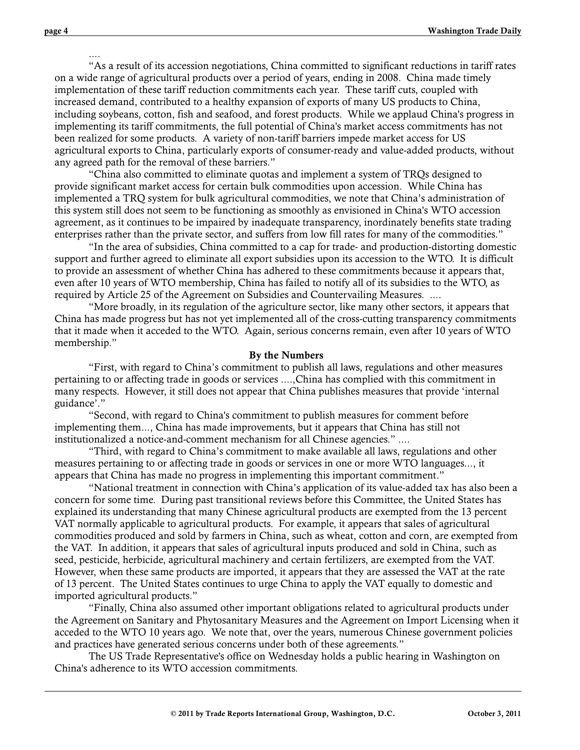....

"As a result of its accession negotiations, China committed to significant reductions in tariff rates on a wide range of agricultural products over a period of years, ending in 2008. China made timely implementation of these tariff reduction commitments each year. These tariff cuts, coupled with increased demand, contributed to a healthy expansion of exports of many US products to China, including soybeans, cotton, fish and seafood, and forest products. While we applaud China's progress in implementing its tariff commitments, the full potential of China's market access commitments has not been realized for some products. A variety of non-tariff barriers impede market access for US agricultural exports to China, particularly exports of consumer-ready and value-added products, without any agreed path for the removal of these barriers."

"China also committed to eliminate quotas and implement a system of TRQs designed to provide significant market access for certain bulk commodities upon accession. While China has implemented a TRQ system for bulk agricultural commodities, we note that China's administration of this system still does not seem to be functioning as smoothly as envisioned in China's WTO accession agreement, as it continues to be impaired by inadequate transparency, inordinately benefits state trading enterprises rather than the private sector, and suffers from low fill rates for many of the commodities."

"In the area of subsidies, China committed to a cap for trade- and production-distorting domestic support and further agreed to eliminate all export subsidies upon its accession to the WTO. It is difficult to provide an assessment of whether China has adhered to these commitments because it appears that, even after 10 years of WTO membership, China has failed to notify all of its subsidies to the WTO, as required by Article 25 of the Agreement on Subsidies and Countervailing Measures. ....

"More broadly, in its regulation of the agriculture sector, like many other sectors, it appears that China has made progress but has not yet implemented all of the cross-cutting transparency commitments that it made when it acceded to the WTO. Again, serious concerns remain, even after 10 years of WTO membership."

**By the Numbers**

"First, with regard to China's commitment to publish all laws, regulations and other measures pertaining to or affecting trade in goods or services ....,China has complied with this commitment in many respects. However, it still does not appear that China publishes measures that provide 'internal guidance'."

"Second, with regard to China's commitment to publish measures for comment before implementing them..., China has made improvements, but it appears that China has still not institutionalized a notice-and-comment mechanism for all Chinese agencies." ....

"Third, with regard to China's commitment to make available all laws, regulations and other measures pertaining to or affecting trade in goods or services in one or more WTO languages..., it appears that China has made no progress in implementing this important commitment."

"National treatment in connection with China's application of its value-added tax has also been a concern for some time. During past transitional reviews before this Committee, the United States has explained its understanding that many Chinese agricultural products are exempted from the 13 percent VAT normally applicable to agricultural products. For example, it appears that sales of agricultural commodities produced and sold by farmers in China, such as wheat, cotton and corn, are exempted from the VAT. In addition, it appears that sales of agricultural inputs produced and sold in China, such as seed, pesticide, herbicide, agricultural machinery and certain fertilizers, are exempted from the VAT. However, when these same products are imported, it appears that they are assessed the VAT at the rate of 13 percent. The United States continues to urge China to apply the VAT equally to domestic and imported agricultural products."

"Finally, China also assumed other important obligations related to agricultural products under the Agreement on Sanitary and Phytosanitary Measures and the Agreement on Import Licensing when it acceded to the WTO 10 years ago. We note that, over the years, numerous Chinese government policies and practices have generated serious concerns under both of these agreements."

The US Trade Representative's office on Wednesday holds a public hearing in Washington on China's adherence to its WTO accession commitments.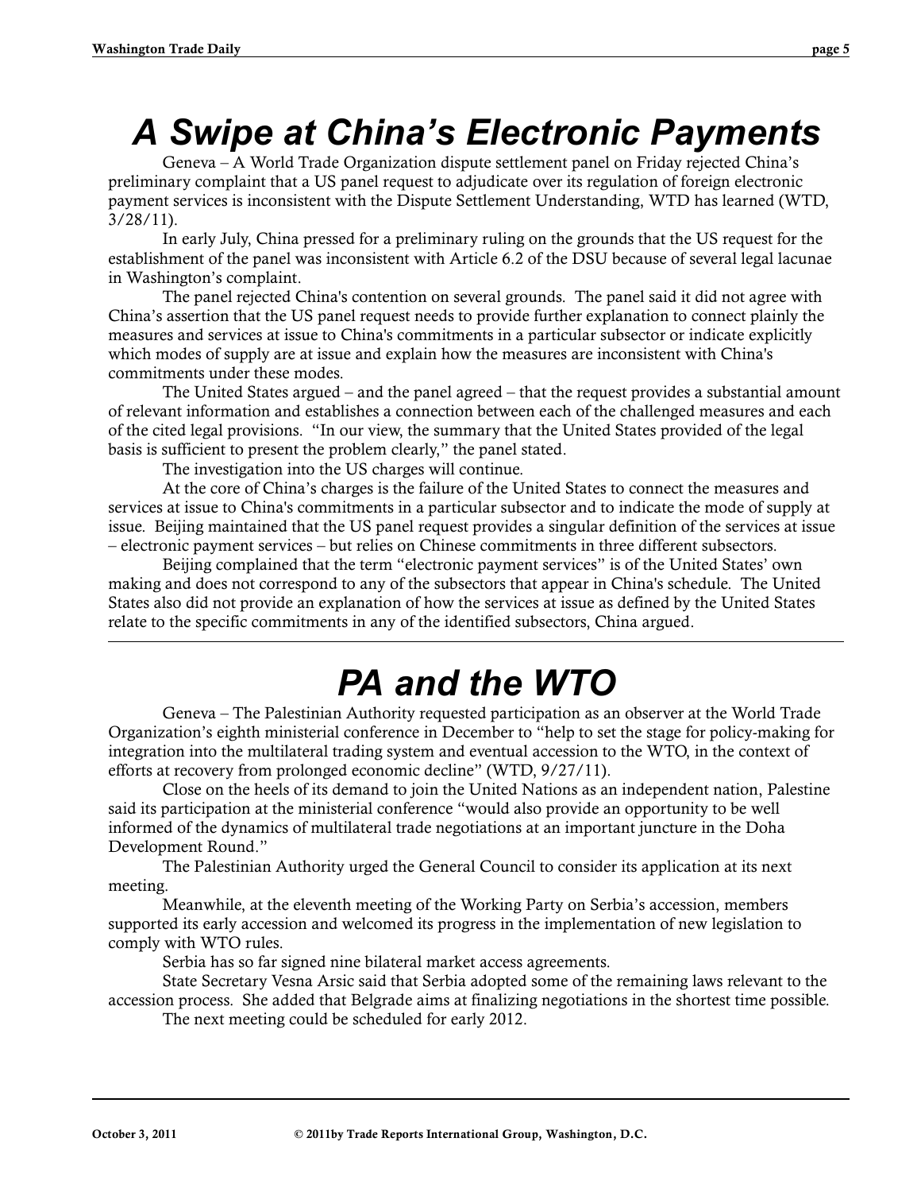# A Swipe at China's Electronic Payments

Geneva – A World Trade Organization dispute settlement panel on Friday rejected China's preliminary complaint that a US panel request to adjudicate over its regulation of foreign electronic payment services is inconsistent with the Dispute Settlement Understanding, WTD has learned (WTD, 3/28/11).

In early July, China pressed for a preliminary ruling on the grounds that the US request for the establishment of the panel was inconsistent with Article 6.2 of the DSU because of several legal lacunae in Washington's complaint.

The panel rejected China's contention on several grounds. The panel said it did not agree with China's assertion that the US panel request needs to provide further explanation to connect plainly the measures and services at issue to China's commitments in a particular subsector or indicate explicitly which modes of supply are at issue and explain how the measures are inconsistent with China's commitments under these modes.

The United States argued – and the panel agreed – that the request provides a substantial amount of relevant information and establishes a connection between each of the challenged measures and each of the cited legal provisions. "In our view, the summary that the United States provided of the legal basis is sufficient to present the problem clearly," the panel stated.

The investigation into the US charges will continue.

At the core of China's charges is the failure of the United States to connect the measures and services at issue to China's commitments in a particular subsector and to indicate the mode of supply at issue. Beijing maintained that the US panel request provides a singular definition of the services at issue – electronic payment services – but relies on Chinese commitments in three different subsectors.

Beijing complained that the term "electronic payment services" is of the United States' own making and does not correspond to any of the subsectors that appear in China's schedule. The United States also did not provide an explanation of how the services at issue as defined by the United States relate to the specific commitments in any of the identified subsectors, China argued.

---

# PA and the WTO

Geneva – The Palestinian Authority requested participation as an observer at the World Trade Organization's eighth ministerial conference in December to "help to set the stage for policy-making for integration into the multilateral trading system and eventual accession to the WTO, in the context of efforts at recovery from prolonged economic decline" (WTD, 9/27/11).

Close on the heels of its demand to join the United Nations as an independent nation, Palestine said its participation at the ministerial conference "would also provide an opportunity to be well informed of the dynamics of multilateral trade negotiations at an important juncture in the Doha Development Round."

The Palestinian Authority urged the General Council to consider its application at its next meeting.

Meanwhile, at the eleventh meeting of the Working Party on Serbia's accession, members supported its early accession and welcomed its progress in the implementation of new legislation to comply with WTO rules.

Serbia has so far signed nine bilateral market access agreements.

State Secretary Vesna Arsic said that Serbia adopted some of the remaining laws relevant to the accession process. She added that Belgrade aims at finalizing negotiations in the shortest time possible.

The next meeting could be scheduled for early 2012.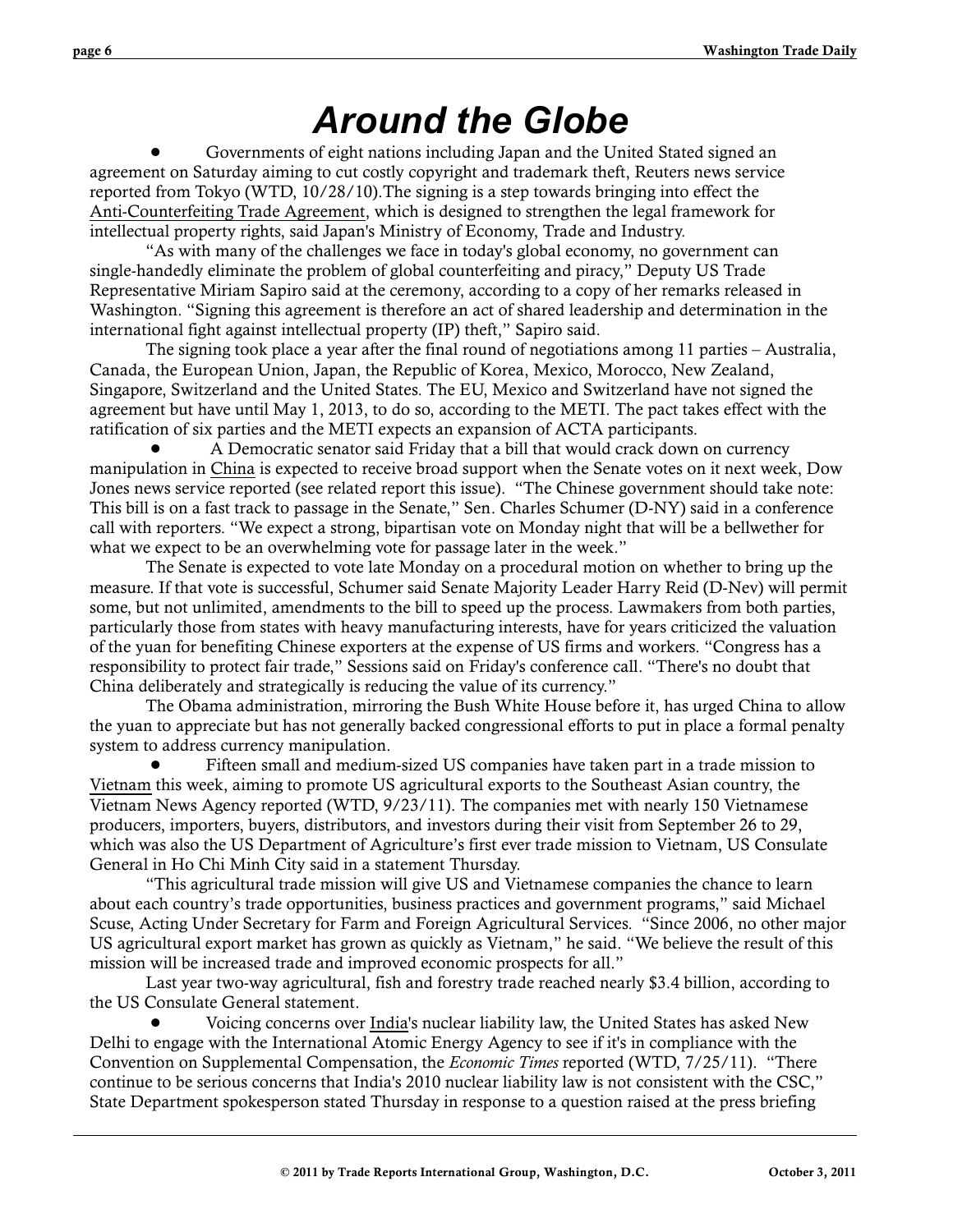# Around the Globe

- Governments of eight nations including Japan and the United Stated signed an agreement on Saturday aiming to cut costly copyright and trademark theft, Reuters news service reported from Tokyo (WTD, 10/28/10).The signing is a step towards bringing into effect the Anti-Counterfeiting Trade Agreement, which is designed to strengthen the legal framework for intellectual property rights, said Japan's Ministry of Economy, Trade and Industry.

"As with many of the challenges we face in today's global economy, no government can single-handedly eliminate the problem of global counterfeiting and piracy," Deputy US Trade Representative Miriam Sapiro said at the ceremony, according to a copy of her remarks released in Washington. "Signing this agreement is therefore an act of shared leadership and determination in the international fight against intellectual property (IP) theft," Sapiro said.

The signing took place a year after the final round of negotiations among 11 parties – Australia, Canada, the European Union, Japan, the Republic of Korea, Mexico, Morocco, New Zealand, Singapore, Switzerland and the United States. The EU, Mexico and Switzerland have not signed the agreement but have until May 1, 2013, to do so, according to the METI. The pact takes effect with the ratification of six parties and the METI expects an expansion of ACTA participants.

- A Democratic senator said Friday that a bill that would crack down on currency manipulation in China is expected to receive broad support when the Senate votes on it next week, Dow Jones news service reported (see related report this issue). "The Chinese government should take note: This bill is on a fast track to passage in the Senate," Sen. Charles Schumer (D-NY) said in a conference call with reporters. "We expect a strong, bipartisan vote on Monday night that will be a bellwether for what we expect to be an overwhelming vote for passage later in the week."

The Senate is expected to vote late Monday on a procedural motion on whether to bring up the measure. If that vote is successful, Schumer said Senate Majority Leader Harry Reid (D-Nev) will permit some, but not unlimited, amendments to the bill to speed up the process. Lawmakers from both parties, particularly those from states with heavy manufacturing interests, have for years criticized the valuation of the yuan for benefiting Chinese exporters at the expense of US firms and workers. "Congress has a responsibility to protect fair trade," Sessions said on Friday's conference call. "There's no doubt that China deliberately and strategically is reducing the value of its currency."

The Obama administration, mirroring the Bush White House before it, has urged China to allow the yuan to appreciate but has not generally backed congressional efforts to put in place a formal penalty system to address currency manipulation.

- Fifteen small and medium-sized US companies have taken part in a trade mission to Vietnam this week, aiming to promote US agricultural exports to the Southeast Asian country, the Vietnam News Agency reported (WTD, 9/23/11). The companies met with nearly 150 Vietnamese producers, importers, buyers, distributors, and investors during their visit from September 26 to 29, which was also the US Department of Agriculture's first ever trade mission to Vietnam, US Consulate General in Ho Chi Minh City said in a statement Thursday.

"This agricultural trade mission will give US and Vietnamese companies the chance to learn about each country's trade opportunities, business practices and government programs," said Michael Scuse, Acting Under Secretary for Farm and Foreign Agricultural Services. "Since 2006, no other major US agricultural export market has grown as quickly as Vietnam," he said. "We believe the result of this mission will be increased trade and improved economic prospects for all."

Last year two-way agricultural, fish and forestry trade reached nearly $3.4 billion, according to the US Consulate General statement.

- Voicing concerns over India's nuclear liability law, the United States has asked New Delhi to engage with the International Atomic Energy Agency to see if it's in compliance with the Convention on Supplemental Compensation, the *Economic Times* reported (WTD, 7/25/11). "There continue to be serious concerns that India's 2010 nuclear liability law is not consistent with the CSC," State Department spokesperson stated Thursday in response to a question raised at the press briefing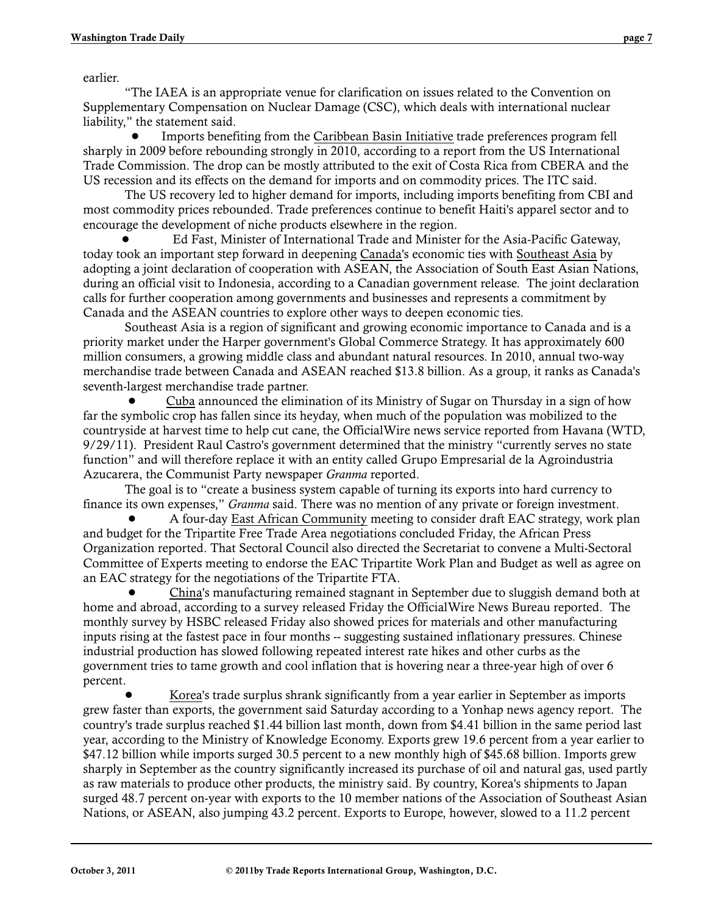earlier.

"The IAEA is an appropriate venue for clarification on issues related to the Convention on Supplementary Compensation on Nuclear Damage (CSC), which deals with international nuclear liability," the statement said.

- Imports benefiting from the Caribbean Basin Initiative trade preferences program fell sharply in 2009 before rebounding strongly in 2010, according to a report from the US International Trade Commission. The drop can be mostly attributed to the exit of Costa Rica from CBERA and the US recession and its effects on the demand for imports and on commodity prices. The ITC said.

The US recovery led to higher demand for imports, including imports benefiting from CBI and most commodity prices rebounded. Trade preferences continue to benefit Haiti's apparel sector and to encourage the development of niche products elsewhere in the region.

- Ed Fast, Minister of International Trade and Minister for the Asia-Pacific Gateway, today took an important step forward in deepening Canada's economic ties with Southeast Asia by adopting a joint declaration of cooperation with ASEAN, the Association of South East Asian Nations, during an official visit to Indonesia, according to a Canadian government release. The joint declaration calls for further cooperation among governments and businesses and represents a commitment by Canada and the ASEAN countries to explore other ways to deepen economic ties.

Southeast Asia is a region of significant and growing economic importance to Canada and is a priority market under the Harper government's Global Commerce Strategy. It has approximately 600 million consumers, a growing middle class and abundant natural resources. In 2010, annual two-way merchandise trade between Canada and ASEAN reached $13.8 billion. As a group, it ranks as Canada's seventh-largest merchandise trade partner.

- Cuba announced the elimination of its Ministry of Sugar on Thursday in a sign of how far the symbolic crop has fallen since its heyday, when much of the population was mobilized to the countryside at harvest time to help cut cane, the OfficialWire news service reported from Havana (WTD, 9/29/11). President Raul Castro's government determined that the ministry "currently serves no state function" and will therefore replace it with an entity called Grupo Empresarial de la Agroindustria Azucarera, the Communist Party newspaper *Granma* reported.

The goal is to "create a business system capable of turning its exports into hard currency to finance its own expenses," *Granma* said. There was no mention of any private or foreign investment.

- A four-day East African Community meeting to consider draft EAC strategy, work plan and budget for the Tripartite Free Trade Area negotiations concluded Friday, the African Press Organization reported. That Sectoral Council also directed the Secretariat to convene a Multi-Sectoral Committee of Experts meeting to endorse the EAC Tripartite Work Plan and Budget as well as agree on an EAC strategy for the negotiations of the Tripartite FTA.

- China's manufacturing remained stagnant in September due to sluggish demand both at home and abroad, according to a survey released Friday the OfficialWire News Bureau reported. The monthly survey by HSBC released Friday also showed prices for materials and other manufacturing inputs rising at the fastest pace in four months -- suggesting sustained inflationary pressures. Chinese industrial production has slowed following repeated interest rate hikes and other curbs as the government tries to tame growth and cool inflation that is hovering near a three-year high of over 6 percent.

- Korea's trade surplus shrank significantly from a year earlier in September as imports grew faster than exports, the government said Saturday according to a Yonhap news agency report. The country's trade surplus reached $1.44 billion last month, down from $4.41 billion in the same period last year, according to the Ministry of Knowledge Economy. Exports grew 19.6 percent from a year earlier to $47.12 billion while imports surged 30.5 percent to a new monthly high of $45.68 billion. Imports grew sharply in September as the country significantly increased its purchase of oil and natural gas, used partly as raw materials to produce other products, the ministry said. By country, Korea's shipments to Japan surged 48.7 percent on-year with exports to the 10 member nations of the Association of Southeast Asian Nations, or ASEAN, also jumping 43.2 percent. Exports to Europe, however, slowed to a 11.2 percent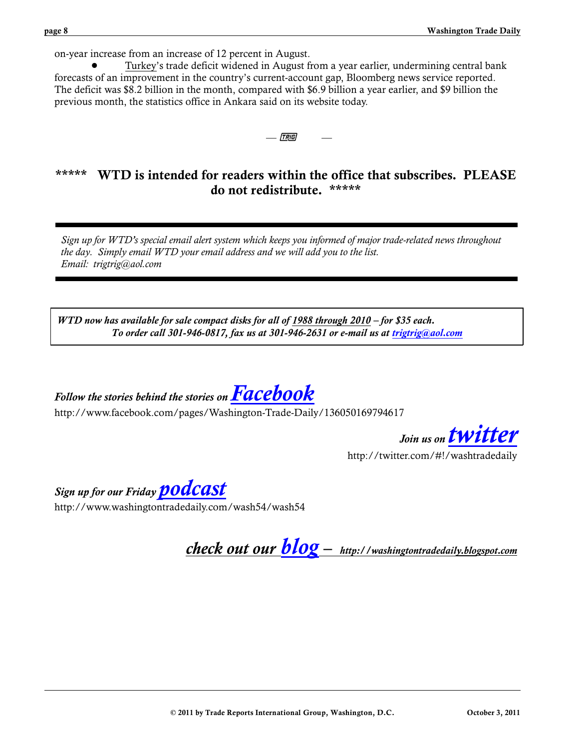on-year increase from an increase of 12 percent in August.

- Turkey's trade deficit widened in August from a year earlier, undermining central bank forecasts of an improvement in the country's current-account gap, Bloomberg news service reported. The deficit was $8.2 billion in the month, compared with $6.9 billion a year earlier, and $9 billion the previous month, the statistics office in Ankara said on its website today.

— TRIG —

**\*\*\*\*\* WTD is intended for readers within the office that subscribes. PLEASE do not redistribute. \*\*\*\*\***

---

*Sign up for WTD's special email alert system which keeps you informed of major trade-related news throughout the day. Simply email WTD your email address and we will add you to the list.*
*Email: trigtrig@aol.com*

---

***WTD now has available for sale compact disks for all of 1988 through 2010 – for $35 each.***
***To order call 301-946-0817, fax us at 301-946-2631 or e-mail us at trigtrig@aol.com***

***Follow the stories behind the stories on Facebook***
http://www.facebook.com/pages/Washington-Trade-Daily/136050169794617

***Join us on twitter***
http://twitter.com/#!/washtradedaily

***Sign up for our Friday podcast***
http://www.washingtontradedaily.com/wash54/wash54

***check out our blog – http://washingtontradedaily.blogspot.com***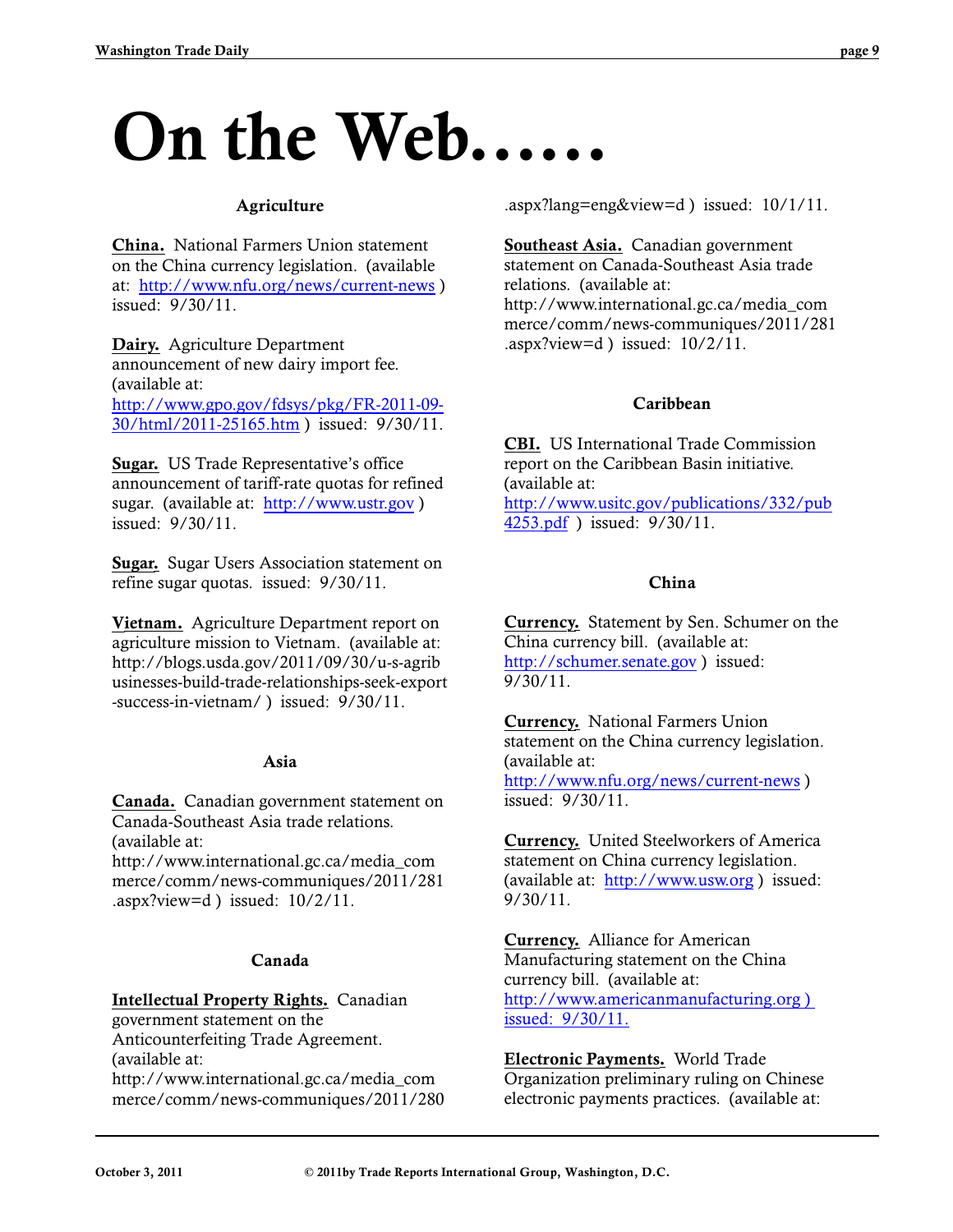# On the Web……

### Agriculture

**China.** National Farmers Union statement on the China currency legislation. (available at: http://www.nfu.org/news/current-news ) issued: 9/30/11.

**Dairy.** Agriculture Department announcement of new dairy import fee. (available at: http://www.gpo.gov/fdsys/pkg/FR-2011-09-30/html/2011-25165.htm ) issued: 9/30/11.

**Sugar.** US Trade Representative's office announcement of tariff-rate quotas for refined sugar. (available at: http://www.ustr.gov ) issued: 9/30/11.

**Sugar.** Sugar Users Association statement on refine sugar quotas. issued: 9/30/11.

**Vietnam.** Agriculture Department report on agriculture mission to Vietnam. (available at: http://blogs.usda.gov/2011/09/30/u-s-agribusinesses-build-trade-relationships-seek-export-success-in-vietnam/ ) issued: 9/30/11.

### Asia

**Canada.** Canadian government statement on Canada-Southeast Asia trade relations. (available at: http://www.international.gc.ca/media_commerce/comm/news-communiques/2011/281.aspx?view=d ) issued: 10/2/11.

### Canada

**Intellectual Property Rights.** Canadian government statement on the Anticounterfeiting Trade Agreement. (available at: http://www.international.gc.ca/media_commerce/comm/news-communiques/2011/280.aspx?lang=eng&view=d ) issued: 10/1/11.

**Southeast Asia.** Canadian government statement on Canada-Southeast Asia trade relations. (available at: http://www.international.gc.ca/media_commerce/comm/news-communiques/2011/281.aspx?view=d ) issued: 10/2/11.

### Caribbean

**CBI.** US International Trade Commission report on the Caribbean Basin initiative. (available at: http://www.usitc.gov/publications/332/pub4253.pdf ) issued: 9/30/11.

### China

**Currency.** Statement by Sen. Schumer on the China currency bill. (available at: http://schumer.senate.gov ) issued: 9/30/11.

**Currency.** National Farmers Union statement on the China currency legislation. (available at: http://www.nfu.org/news/current-news ) issued: 9/30/11.

**Currency.** United Steelworkers of America statement on China currency legislation. (available at: http://www.usw.org ) issued: 9/30/11.

**Currency.** Alliance for American Manufacturing statement on the China currency bill. (available at: http://www.americanmanufacturing.org ) issued: 9/30/11.

**Electronic Payments.** World Trade Organization preliminary ruling on Chinese electronic payments practices. (available at: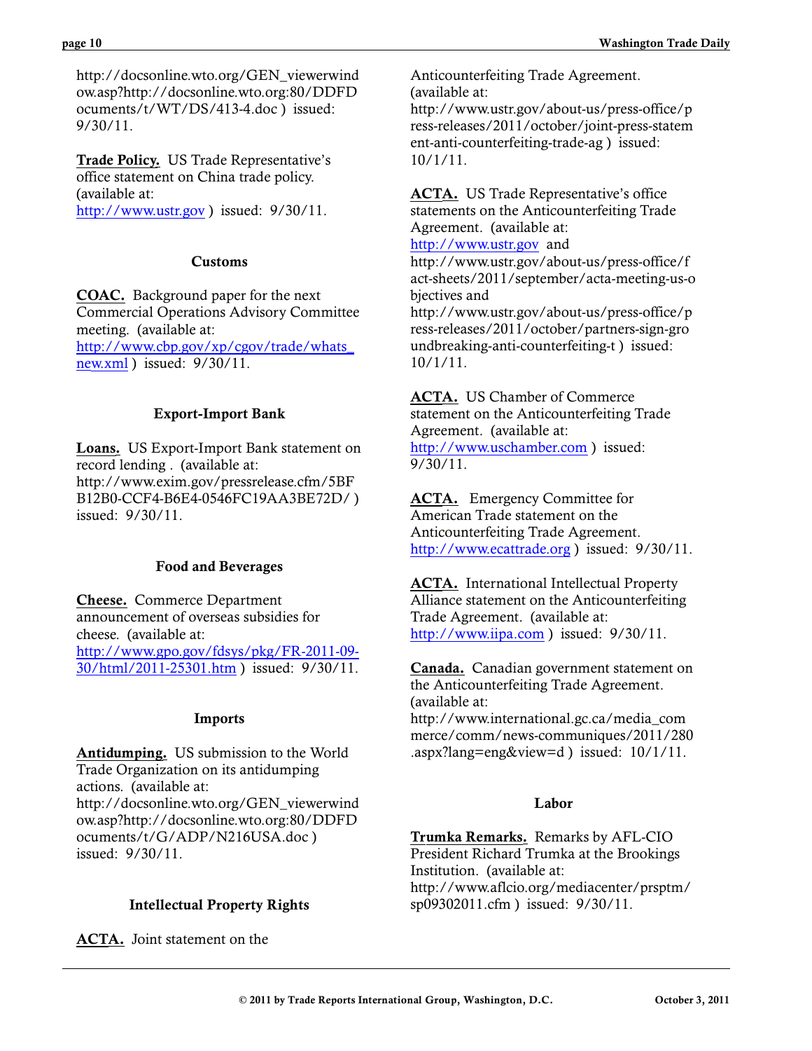http://docsonline.wto.org/GEN_viewerwindow.asp?http://docsonline.wto.org:80/DDFDocuments/t/WT/DS/413-4.doc ) issued: 9/30/11.

**Trade Policy.** US Trade Representative's office statement on China trade policy. (available at: http://www.ustr.gov ) issued: 9/30/11.

### Customs

**COAC.** Background paper for the next Commercial Operations Advisory Committee meeting. (available at: http://www.cbp.gov/xp/cgov/trade/whats_new.xml ) issued: 9/30/11.

### Export-Import Bank

**Loans.** US Export-Import Bank statement on record lending . (available at: http://www.exim.gov/pressrelease.cfm/5BFB12B0-CCF4-B6E4-0546FC19AA3BE72D/ ) issued: 9/30/11.

### Food and Beverages

**Cheese.** Commerce Department announcement of overseas subsidies for cheese. (available at: http://www.gpo.gov/fdsys/pkg/FR-2011-09-30/html/2011-25301.htm ) issued: 9/30/11.

### Imports

**Antidumping.** US submission to the World Trade Organization on its antidumping actions. (available at: http://docsonline.wto.org/GEN_viewerwindow.asp?http://docsonline.wto.org:80/DDFDocuments/t/G/ADP/N216USA.doc ) issued: 9/30/11.

### Intellectual Property Rights

**ACTA.** Joint statement on the Anticounterfeiting Trade Agreement. (available at: http://www.ustr.gov/about-us/press-office/press-releases/2011/october/joint-press-statement-anti-counterfeiting-trade-ag ) issued: 10/1/11.

**ACTA.** US Trade Representative's office statements on the Anticounterfeiting Trade Agreement. (available at: http://www.ustr.gov and http://www.ustr.gov/about-us/press-office/fact-sheets/2011/september/acta-meeting-us-objectives and http://www.ustr.gov/about-us/press-office/press-releases/2011/october/partners-sign-groundbreaking-anti-counterfeiting-t ) issued: 10/1/11.

**ACTA.** US Chamber of Commerce statement on the Anticounterfeiting Trade Agreement. (available at: http://www.uschamber.com ) issued: 9/30/11.

**ACTA.** Emergency Committee for American Trade statement on the Anticounterfeiting Trade Agreement. http://www.ecattrade.org ) issued: 9/30/11.

**ACTA.** International Intellectual Property Alliance statement on the Anticounterfeiting Trade Agreement. (available at: http://www.iipa.com ) issued: 9/30/11.

**Canada.** Canadian government statement on the Anticounterfeiting Trade Agreement. (available at: http://www.international.gc.ca/media_commerce/comm/news-communiques/2011/280.aspx?lang=eng&view=d ) issued: 10/1/11.

### Labor

**Trumka Remarks.** Remarks by AFL-CIO President Richard Trumka at the Brookings Institution. (available at: http://www.aflcio.org/mediacenter/prsptm/sp09302011.cfm ) issued: 9/30/11.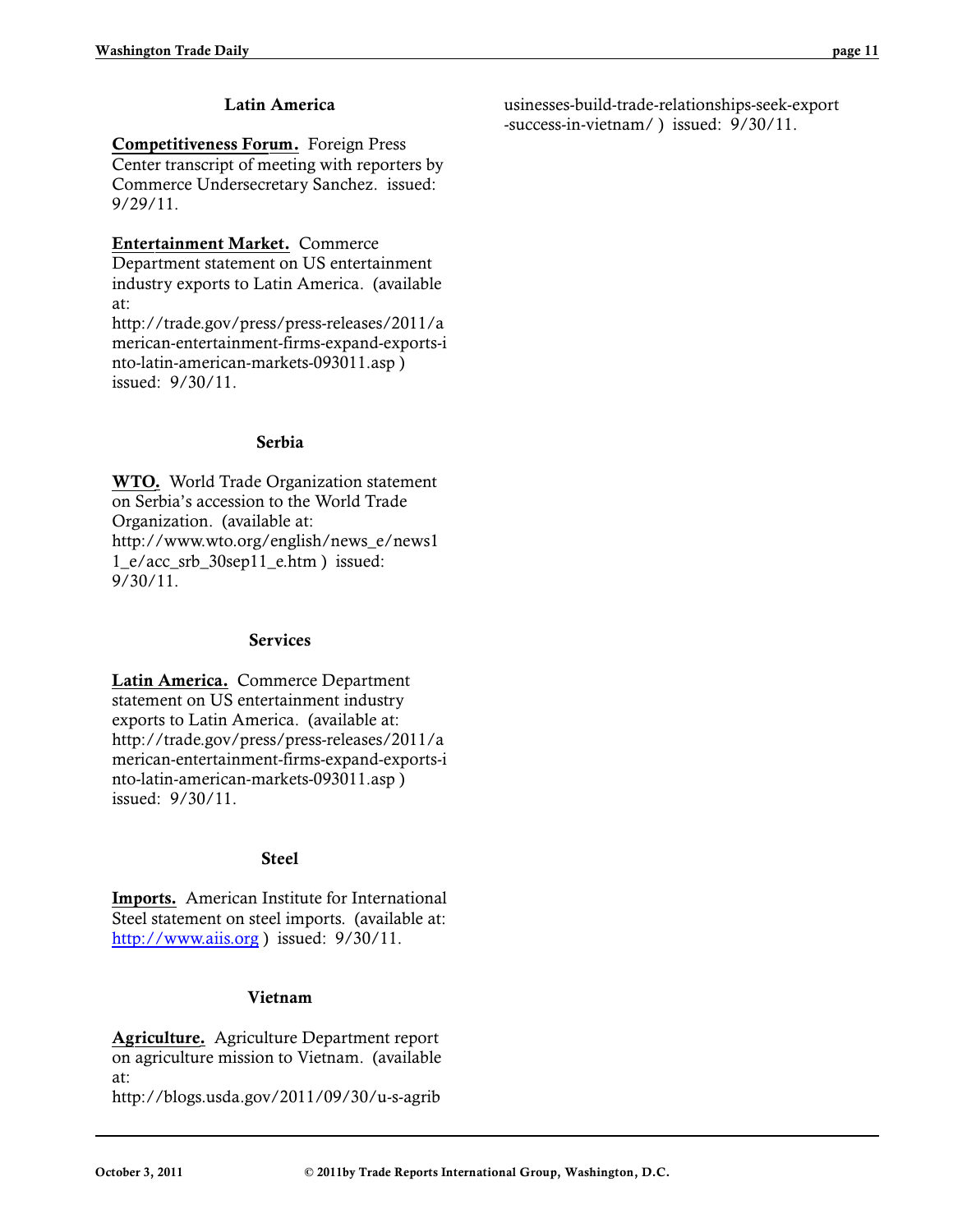### Latin America

**Competitiveness Forum.** Foreign Press Center transcript of meeting with reporters by Commerce Undersecretary Sanchez. issued: 9/29/11.

**Entertainment Market.** Commerce Department statement on US entertainment industry exports to Latin America. (available at: http://trade.gov/press/press-releases/2011/american-entertainment-firms-expand-exports-into-latin-american-markets-093011.asp ) issued: 9/30/11.

### Serbia

**WTO.** World Trade Organization statement on Serbia's accession to the World Trade Organization. (available at: http://www.wto.org/english/news_e/news11_e/acc_srb_30sep11_e.htm ) issued: 9/30/11.

### Services

**Latin America.** Commerce Department statement on US entertainment industry exports to Latin America. (available at: http://trade.gov/press/press-releases/2011/american-entertainment-firms-expand-exports-into-latin-american-markets-093011.asp ) issued: 9/30/11.

### Steel

**Imports.** American Institute for International Steel statement on steel imports. (available at: http://www.aiis.org ) issued: 9/30/11.

### Vietnam

**Agriculture.** Agriculture Department report on agriculture mission to Vietnam. (available at: http://blogs.usda.gov/2011/09/30/u-s-agribusinesses-build-trade-relationships-seek-export-success-in-vietnam/ ) issued: 9/30/11.